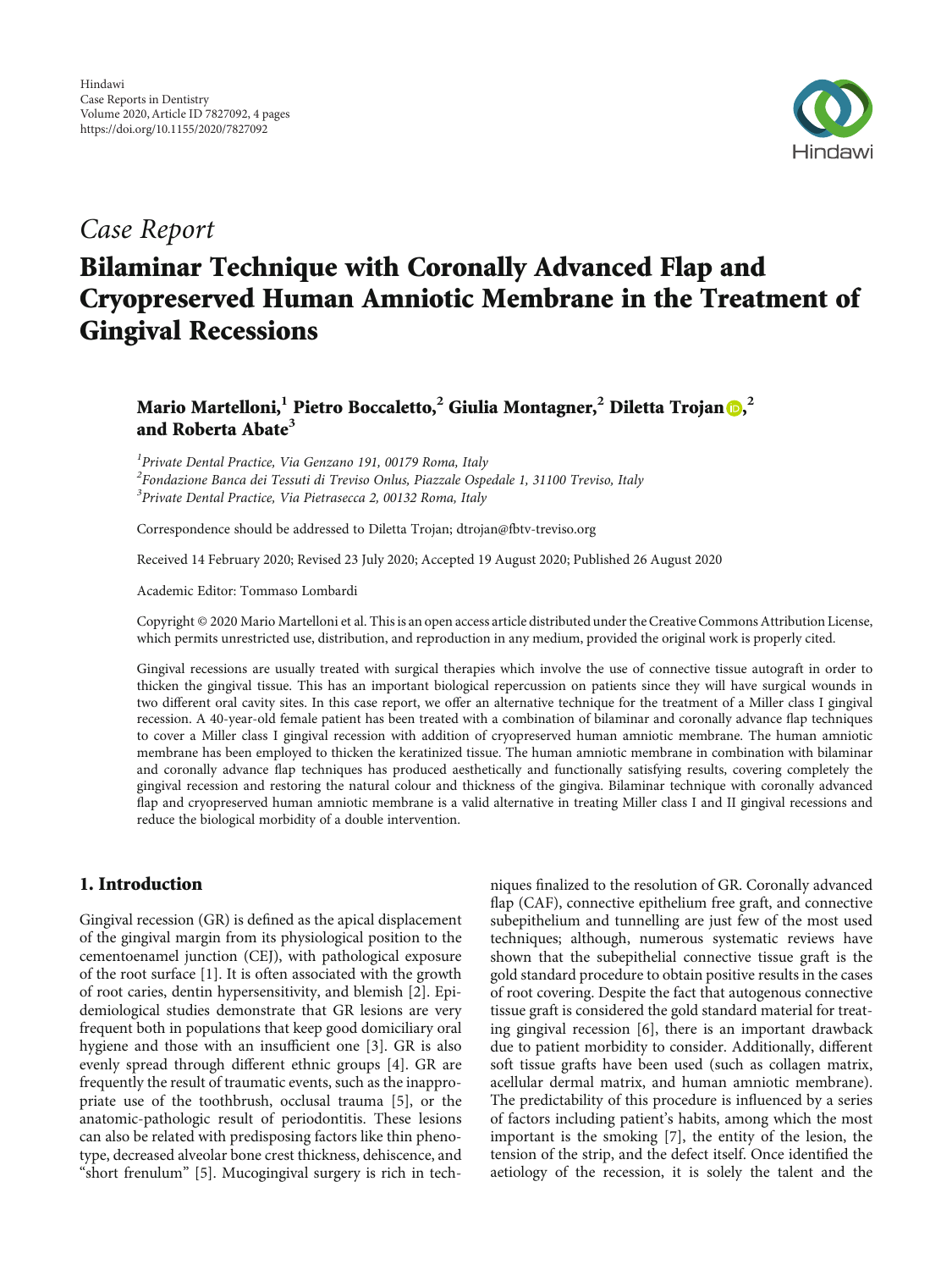Case Report

# Bilaminar Technique with Coronally Advanced Flap and Cryopreserved Human Amniotic Membrane in the Treatment of Gingival Recessions

**Mario Martelloni,[1] Pietro Boccaletto,[2] Giulia Montagner,[2] Diletta Trojan ,[2] and Roberta Abate[3]**

[1]*Private Dental Practice, Via Genzano 191, 00179 Roma, Italy*
[2]*Fondazione Banca dei Tessuti di Treviso Onlus, Piazzale Ospedale 1, 31100 Treviso, Italy*
[3]*Private Dental Practice, Via Pietrasecca 2, 00132 Roma, Italy*

Correspondence should be addressed to Diletta Trojan; dtrojan@fbtv-treviso.org

Received 14 February 2020; Revised 23 July 2020; Accepted 19 August 2020; Published 26 August 2020

Academic Editor: Tommaso Lombardi

Copyright © 2020 Mario Martelloni et al. This is an open access article distributed under the Creative Commons Attribution License, which permits unrestricted use, distribution, and reproduction in any medium, provided the original work is properly cited.

Gingival recessions are usually treated with surgical therapies which involve the use of connective tissue autograft in order to thicken the gingival tissue. This has an important biological repercussion on patients since they will have surgical wounds in two different oral cavity sites. In this case report, we offer an alternative technique for the treatment of a Miller class I gingival recession. A 40-year-old female patient has been treated with a combination of bilaminar and coronally advance flap techniques to cover a Miller class I gingival recession with addition of cryopreserved human amniotic membrane. The human amniotic membrane has been employed to thicken the keratinized tissue. The human amniotic membrane in combination with bilaminar and coronally advance flap techniques has produced aesthetically and functionally satisfying results, covering completely the gingival recession and restoring the natural colour and thickness of the gingiva. Bilaminar technique with coronally advanced flap and cryopreserved human amniotic membrane is a valid alternative in treating Miller class I and II gingival recessions and reduce the biological morbidity of a double intervention.

## 1. Introduction

Gingival recession (GR) is defined as the apical displacement of the gingival margin from its physiological position to the cementoenamel junction (CEJ), with pathological exposure of the root surface [1]. It is often associated with the growth of root caries, dentin hypersensitivity, and blemish [2]. Epidemiological studies demonstrate that GR lesions are very frequent both in populations that keep good domiciliary oral hygiene and those with an insufficient one [3]. GR is also evenly spread through different ethnic groups [4]. GR are frequently the result of traumatic events, such as the inappropriate use of the toothbrush, occlusal trauma [5], or the anatomic-pathologic result of periodontitis. These lesions can also be related with predisposing factors like thin phenotype, decreased alveolar bone crest thickness, dehiscence, and "short frenulum" [5]. Mucogingival surgery is rich in techniques finalized to the resolution of GR. Coronally advanced flap (CAF), connective epithelium free graft, and connective subepithelium and tunnelling are just few of the most used techniques; although, numerous systematic reviews have shown that the subepithelial connective tissue graft is the gold standard procedure to obtain positive results in the cases of root covering. Despite the fact that autogenous connective tissue graft is considered the gold standard material for treating gingival recession [6], there is an important drawback due to patient morbidity to consider. Additionally, different soft tissue grafts have been used (such as collagen matrix, acellular dermal matrix, and human amniotic membrane). The predictability of this procedure is influenced by a series of factors including patient's habits, among which the most important is the smoking [7], the entity of the lesion, the tension of the strip, and the defect itself. Once identified the aetiology of the recession, it is solely the talent and the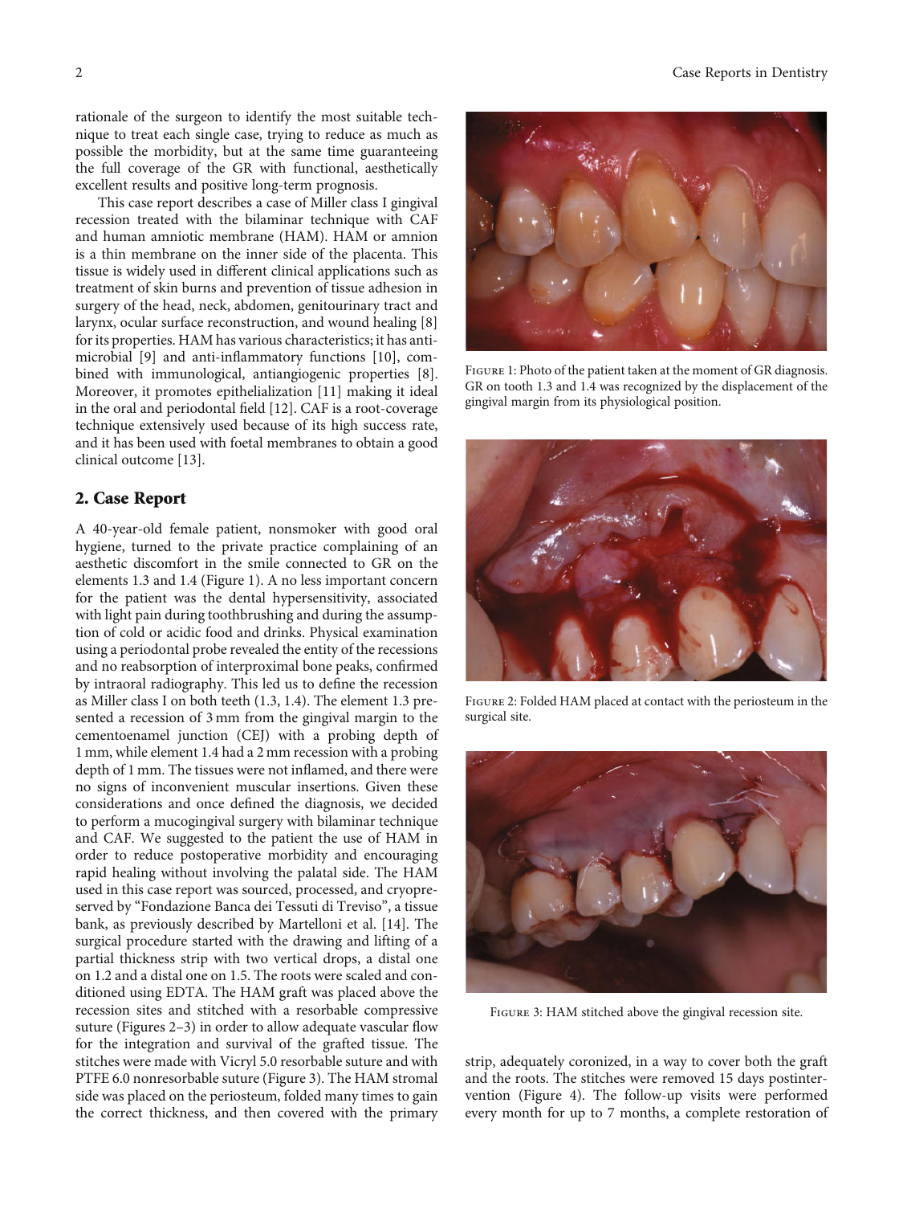rationale of the surgeon to identify the most suitable technique to treat each single case, trying to reduce as much as possible the morbidity, but at the same time guaranteeing the full coverage of the GR with functional, aesthetically excellent results and positive long-term prognosis.

This case report describes a case of Miller class I gingival recession treated with the bilaminar technique with CAF and human amniotic membrane (HAM). HAM or amnion is a thin membrane on the inner side of the placenta. This tissue is widely used in different clinical applications such as treatment of skin burns and prevention of tissue adhesion in surgery of the head, neck, abdomen, genitourinary tract and larynx, ocular surface reconstruction, and wound healing [8] for its properties. HAM has various characteristics; it has antimicrobial [9] and anti-inflammatory functions [10], combined with immunological, antiangiogenic properties [8]. Moreover, it promotes epithelialization [11] making it ideal in the oral and periodontal field [12]. CAF is a root-coverage technique extensively used because of its high success rate, and it has been used with foetal membranes to obtain a good clinical outcome [13].

## 2. Case Report

A 40-year-old female patient, nonsmoker with good oral hygiene, turned to the private practice complaining of an aesthetic discomfort in the smile connected to GR on the elements 1.3 and 1.4 (Figure 1). A no less important concern for the patient was the dental hypersensitivity, associated with light pain during toothbrushing and during the assumption of cold or acidic food and drinks. Physical examination using a periodontal probe revealed the entity of the recessions and no reabsorption of interproximal bone peaks, confirmed by intraoral radiography. This led us to define the recession as Miller class I on both teeth (1.3, 1.4). The element 1.3 presented a recession of 3 mm from the gingival margin to the cementoenamel junction (CEJ) with a probing depth of 1 mm, while element 1.4 had a 2 mm recession with a probing depth of 1 mm. The tissues were not inflamed, and there were no signs of inconvenient muscular insertions. Given these considerations and once defined the diagnosis, we decided to perform a mucogingival surgery with bilaminar technique and CAF. We suggested to the patient the use of HAM in order to reduce postoperative morbidity and encouraging rapid healing without involving the palatal side. The HAM used in this case report was sourced, processed, and cryopreserved by "Fondazione Banca dei Tessuti di Treviso", a tissue bank, as previously described by Martelloni et al. [14]. The surgical procedure started with the drawing and lifting of a partial thickness strip with two vertical drops, a distal one on 1.2 and a distal one on 1.5. The roots were scaled and conditioned using EDTA. The HAM graft was placed above the recession sites and stitched with a resorbable compressive suture (Figures 2–3) in order to allow adequate vascular flow for the integration and survival of the grafted tissue. The stitches were made with Vicryl 5.0 resorbable suture and with PTFE 6.0 nonresorbable suture (Figure 3). The HAM stromal side was placed on the periosteum, folded many times to gain the correct thickness, and then covered with the primary strip, adequately coronized, in a way to cover both the graft and the roots. The stitches were removed 15 days postintervention (Figure 4). The follow-up visits were performed every month for up to 7 months, a complete restoration of

Figure 1: Photo of the patient taken at the moment of GR diagnosis. GR on tooth 1.3 and 1.4 was recognized by the displacement of the gingival margin from its physiological position.

Figure 2: Folded HAM placed at contact with the periosteum in the surgical site.

Figure 3: HAM stitched above the gingival recession site.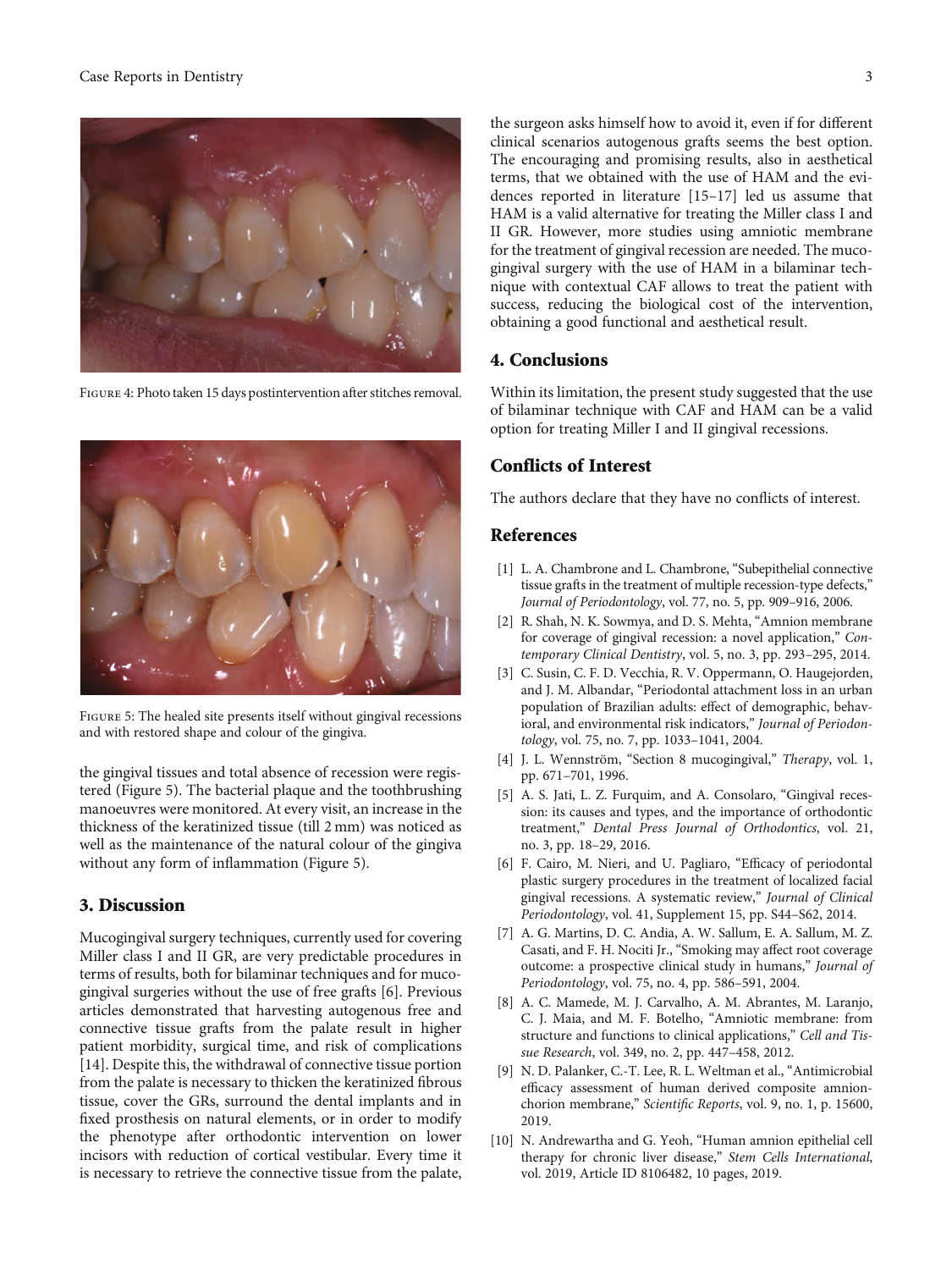Figure 4: Photo taken 15 days postintervention after stitches removal.

Figure 5: The healed site presents itself without gingival recessions and with restored shape and colour of the gingiva.

the gingival tissues and total absence of recession were registered (Figure 5). The bacterial plaque and the toothbrushing manoeuvres were monitored. At every visit, an increase in the thickness of the keratinized tissue (till 2 mm) was noticed as well as the maintenance of the natural colour of the gingiva without any form of inflammation (Figure 5).

## 3. Discussion

Mucogingival surgery techniques, currently used for covering Miller class I and II GR, are very predictable procedures in terms of results, both for bilaminar techniques and for mucogingival surgeries without the use of free grafts [6]. Previous articles demonstrated that harvesting autogenous free and connective tissue grafts from the palate result in higher patient morbidity, surgical time, and risk of complications [14]. Despite this, the withdrawal of connective tissue portion from the palate is necessary to thicken the keratinized fibrous tissue, cover the GRs, surround the dental implants and in fixed prosthesis on natural elements, or in order to modify the phenotype after orthodontic intervention on lower incisors with reduction of cortical vestibular. Every time it is necessary to retrieve the connective tissue from the palate, the surgeon asks himself how to avoid it, even if for different clinical scenarios autogenous grafts seems the best option. The encouraging and promising results, also in aesthetical terms, that we obtained with the use of HAM and the evidences reported in literature [15–17] led us assume that HAM is a valid alternative for treating the Miller class I and II GR. However, more studies using amniotic membrane for the treatment of gingival recession are needed. The mucogingival surgery with the use of HAM in a bilaminar technique with contextual CAF allows to treat the patient with success, reducing the biological cost of the intervention, obtaining a good functional and aesthetical result.

## 4. Conclusions

Within its limitation, the present study suggested that the use of bilaminar technique with CAF and HAM can be a valid option for treating Miller I and II gingival recessions.

## Conflicts of Interest

The authors declare that they have no conflicts of interest.

## References

[1] L. A. Chambrone and L. Chambrone, "Subepithelial connective tissue grafts in the treatment of multiple recession-type defects," *Journal of Periodontology*, vol. 77, no. 5, pp. 909–916, 2006.

[2] R. Shah, N. K. Sowmya, and D. S. Mehta, "Amnion membrane for coverage of gingival recession: a novel application," *Contemporary Clinical Dentistry*, vol. 5, no. 3, pp. 293–295, 2014.

[3] C. Susin, C. F. D. Vecchia, R. V. Oppermann, O. Haugejorden, and J. M. Albandar, "Periodontal attachment loss in an urban population of Brazilian adults: effect of demographic, behavioral, and environmental risk indicators," *Journal of Periodontology*, vol. 75, no. 7, pp. 1033–1041, 2004.

[4] J. L. Wennström, "Section 8 mucogingival," *Therapy*, vol. 1, pp. 671–701, 1996.

[5] A. S. Jati, L. Z. Furquim, and A. Consolaro, "Gingival recession: its causes and types, and the importance of orthodontic treatment," *Dental Press Journal of Orthodontics*, vol. 21, no. 3, pp. 18–29, 2016.

[6] F. Cairo, M. Nieri, and U. Pagliaro, "Efficacy of periodontal plastic surgery procedures in the treatment of localized facial gingival recessions. A systematic review," *Journal of Clinical Periodontology*, vol. 41, Supplement 15, pp. S44–S62, 2014.

[7] A. G. Martins, D. C. Andia, A. W. Sallum, E. A. Sallum, M. Z. Casati, and F. H. Nociti Jr., "Smoking may affect root coverage outcome: a prospective clinical study in humans," *Journal of Periodontology*, vol. 75, no. 4, pp. 586–591, 2004.

[8] A. C. Mamede, M. J. Carvalho, A. M. Abrantes, M. Laranjo, C. J. Maia, and M. F. Botelho, "Amniotic membrane: from structure and functions to clinical applications," *Cell and Tissue Research*, vol. 349, no. 2, pp. 447–458, 2012.

[9] N. D. Palanker, C.-T. Lee, R. L. Weltman et al., "Antimicrobial efficacy assessment of human derived composite amnion-chorion membrane," *Scientific Reports*, vol. 9, no. 1, p. 15600, 2019.

[10] N. Andrewartha and G. Yeoh, "Human amnion epithelial cell therapy for chronic liver disease," *Stem Cells International*, vol. 2019, Article ID 8106482, 10 pages, 2019.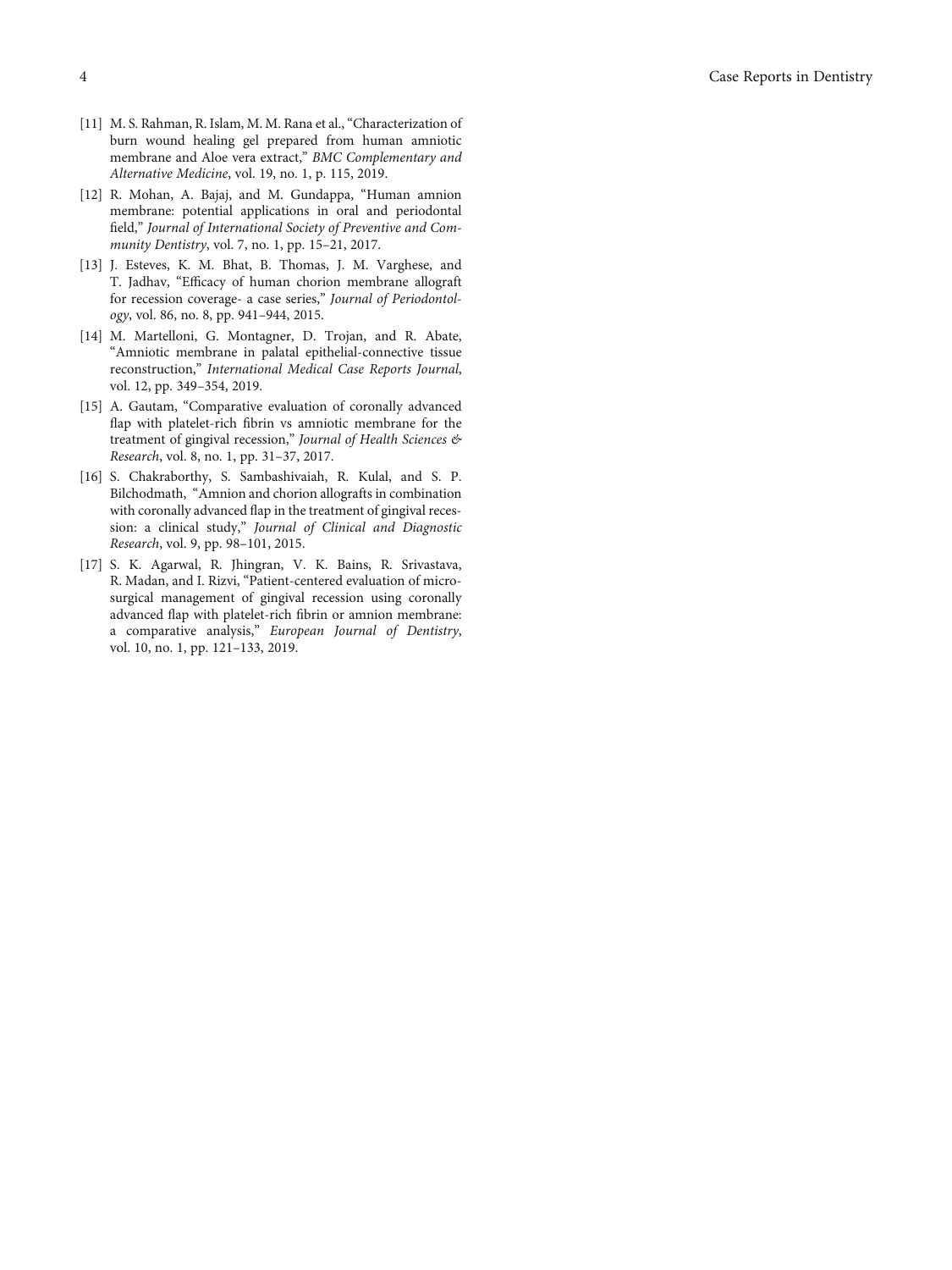[11] M. S. Rahman, R. Islam, M. M. Rana et al., "Characterization of burn wound healing gel prepared from human amniotic membrane and Aloe vera extract," *BMC Complementary and Alternative Medicine*, vol. 19, no. 1, p. 115, 2019.

[12] R. Mohan, A. Bajaj, and M. Gundappa, "Human amnion membrane: potential applications in oral and periodontal field," *Journal of International Society of Preventive and Community Dentistry*, vol. 7, no. 1, pp. 15–21, 2017.

[13] J. Esteves, K. M. Bhat, B. Thomas, J. M. Varghese, and T. Jadhav, "Efficacy of human chorion membrane allograft for recession coverage- a case series," *Journal of Periodontology*, vol. 86, no. 8, pp. 941–944, 2015.

[14] M. Martelloni, G. Montagner, D. Trojan, and R. Abate, "Amniotic membrane in palatal epithelial-connective tissue reconstruction," *International Medical Case Reports Journal*, vol. 12, pp. 349–354, 2019.

[15] A. Gautam, "Comparative evaluation of coronally advanced flap with platelet-rich fibrin vs amniotic membrane for the treatment of gingival recession," *Journal of Health Sciences & Research*, vol. 8, no. 1, pp. 31–37, 2017.

[16] S. Chakraborthy, S. Sambashivaiah, R. Kulal, and S. P. Bilchodmath, "Amnion and chorion allografts in combination with coronally advanced flap in the treatment of gingival recession: a clinical study," *Journal of Clinical and Diagnostic Research*, vol. 9, pp. 98–101, 2015.

[17] S. K. Agarwal, R. Jhingran, V. K. Bains, R. Srivastava, R. Madan, and I. Rizvi, "Patient-centered evaluation of microsurgical management of gingival recession using coronally advanced flap with platelet-rich fibrin or amnion membrane: a comparative analysis," *European Journal of Dentistry*, vol. 10, no. 1, pp. 121–133, 2019.